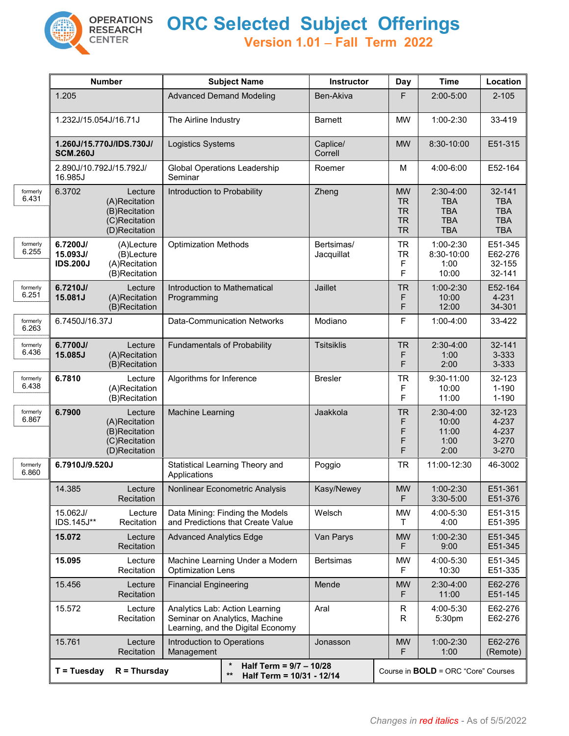OPERATIONS RESEARCH CENTER

# ORC Selected Subject Offerings

## Version 1.01 – Fall Term 2022

| | Number | Subject Name | Instructor | Day | Time | Location |
|---|---|---|---|---|---|---|
| | 1.205 | Advanced Demand Modeling | Ben-Akiva | F | 2:00-5:00 | 2-105 |
| | 1.232J/15.054J/16.71J | The Airline Industry | Barnett | MW | 1:00-2:30 | 33-419 |
| | **1.260J/15.770J/IDS.730J/ SCM.260J** | Logistics Systems | Caplice/ Correll | MW | 8:30-10:00 | E51-315 |
| | 2.890J/10.792J/15.792J/ 16.985J | Global Operations Leadership Seminar | Roemer | M | 4:00-6:00 | E52-164 |
| formerly 6.431 | 6.3702 Lecture<br>(A)Recitation<br>(B)Recitation<br>(C)Recitation<br>(D)Recitation | Introduction to Probability | Zheng | MW<br>TR<br>TR<br>TR<br>TR | 2:30-4:00<br>TBA<br>TBA<br>TBA<br>TBA | 32-141<br>TBA<br>TBA<br>TBA<br>TBA |
| formerly 6.255 | **6.7200J/ 15.093J/ IDS.200J** (A)Lecture<br>(B)Lecture<br>(A)Recitation<br>(B)Recitation | Optimization Methods | Bertsimas/ Jacquillat | TR<br>TR<br>F<br>F | 1:00-2:30<br>8:30-10:00<br>1:00<br>10:00 | E51-345<br>E62-276<br>32-155<br>32-141 |
| formerly 6.251 | **6.7210J/ 15.081J** Lecture<br>(A)Recitation<br>(B)Recitation | Introduction to Mathematical Programming | Jaillet | TR<br>F<br>F | 1:00-2:30<br>10:00<br>12:00 | E52-164<br>4-231<br>34-301 |
| formerly 6.263 | 6.7450J/16.37J | Data-Communication Networks | Modiano | F | 1:00-4:00 | 33-422 |
| formerly 6.436 | **6.7700J/ 15.085J** Lecture<br>(A)Recitation<br>(B)Recitation | Fundamentals of Probability | Tsitsiklis | TR<br>F<br>F | 2:30-4:00<br>1:00<br>2:00 | 32-141<br>3-333<br>3-333 |
| formerly 6.438 | **6.7810** Lecture<br>(A)Recitation<br>(B)Recitation | Algorithms for Inference | Bresler | TR<br>F<br>F | 9:30-11:00<br>10:00<br>11:00 | 32-123<br>1-190<br>1-190 |
| formerly 6.867 | **6.7900** Lecture<br>(A)Recitation<br>(B)Recitation<br>(C)Recitation<br>(D)Recitation | Machine Learning | Jaakkola | TR<br>F<br>F<br>F<br>F | 2:30-4:00<br>10:00<br>11:00<br>1:00<br>2:00 | 32-123<br>4-237<br>4-237<br>3-270<br>3-270 |
| formerly 6.860 | **6.7910J/9.520J** | Statistical Learning Theory and Applications | Poggio | TR | 11:00-12:30 | 46-3002 |
| | 14.385 Lecture<br>Recitation | Nonlinear Econometric Analysis | Kasy/Newey | MW<br>F | 1:00-2:30<br>3:30-5:00 | E51-361<br>E51-376 |
| | 15.062J/ IDS.145J** Lecture<br>Recitation | Data Mining: Finding the Models and Predictions that Create Value | Welsch | MW<br>T | 4:00-5:30<br>4:00 | E51-315<br>E51-395 |
| | **15.072** Lecture<br>Recitation | Advanced Analytics Edge | Van Parys | MW<br>F | 1:00-2:30<br>9:00 | E51-345<br>E51-345 |
| | **15.095** Lecture<br>Recitation | Machine Learning Under a Modern Optimization Lens | Bertsimas | MW<br>F | 4:00-5:30<br>10:30 | E51-345<br>E51-335 |
| | 15.456 Lecture<br>Recitation | Financial Engineering | Mende | MW<br>F | 2:30-4:00<br>11:00 | E62-276<br>E51-145 |
| | 15.572 Lecture<br>Recitation | Analytics Lab: Action Learning Seminar on Analytics, Machine Learning, and the Digital Economy | Aral | R<br>R | 4:00-5:30<br>5:30pm | E62-276<br>E62-276 |
| | 15.761 Lecture<br>Recitation | Introduction to Operations Management | Jonasson | MW<br>F | 1:00-2:30<br>1:00 | E62-276<br>(Remote) |

**T = Tuesday R = Thursday**

**\* Half Term = 9/7 – 10/28**
**\*\* Half Term = 10/31 - 12/14**

Course in **BOLD** = ORC "Core" Courses

*Changes in red italics - As of 5/5/2022*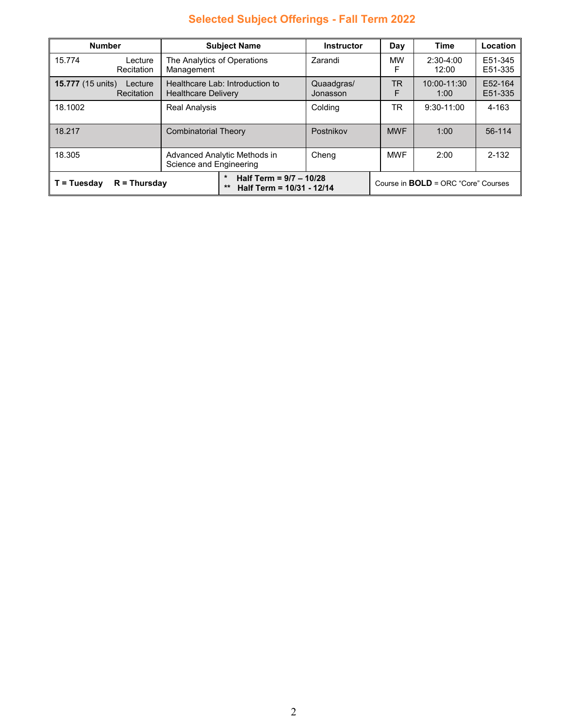## Selected Subject Offerings - Fall Term 2022

| Number | Subject Name | Instructor | Day | Time | Location |
|---|---|---|---|---|---|
| 15.774 Lecture<br>Recitation | The Analytics of Operations Management | Zarandi | MW<br>F | 2:30-4:00<br>12:00 | E51-345<br>E51-335 |
| **15.777** (15 units) Lecture<br>Recitation | Healthcare Lab: Introduction to Healthcare Delivery | Quaadgras/ Jonasson | TR<br>F | 10:00-11:30<br>1:00 | E52-164<br>E51-335 |
| 18.1002 | Real Analysis | Colding | TR | 9:30-11:00 | 4-163 |
| 18.217 | Combinatorial Theory | Postnikov | MWF | 1:00 | 56-114 |
| 18.305 | Advanced Analytic Methods in Science and Engineering | Cheng | MWF | 2:00 | 2-132 |
| **T = Tuesday R = Thursday** | **\* Half Term = 9/7 – 10/28**<br>**\*\* Half Term = 10/31 - 12/14** | Course in **BOLD** = ORC "Core" Courses | | | |